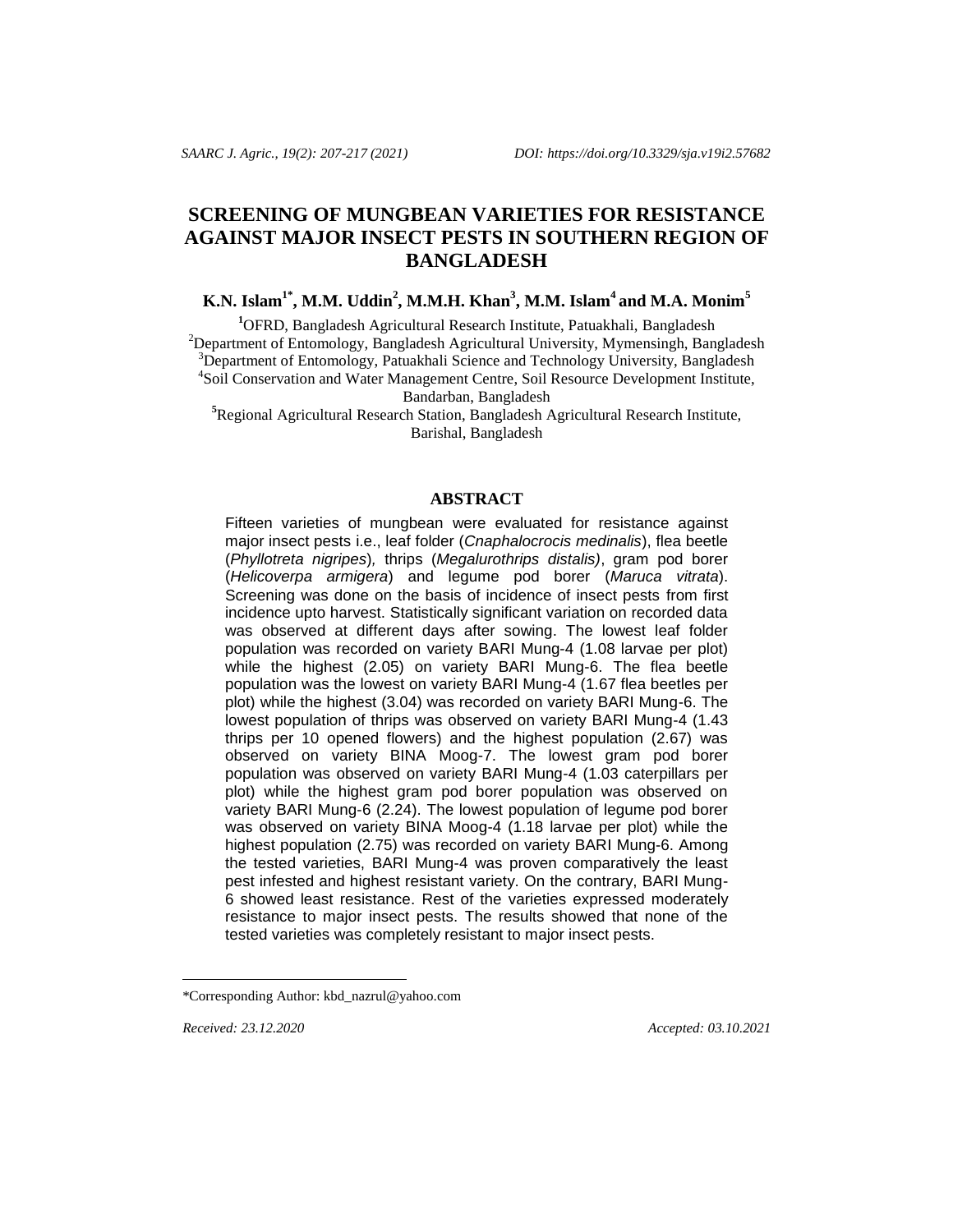# SCREENING OF MUNGBEAN VARIETIES FOR RESISTANCE AGAINST MAJOR INSECT PESTS IN SOUTHERN REGION OF BANGLADESH

**K.N. Islam[1*], M.M. Uddin[2], M.M.H. Khan[3], M.M. Islam[4] and M.A. Monim[5]**

[1]OFRD, Bangladesh Agricultural Research Institute, Patuakhali, Bangladesh
[2]Department of Entomology, Bangladesh Agricultural University, Mymensingh, Bangladesh
[3]Department of Entomology, Patuakhali Science and Technology University, Bangladesh
[4]Soil Conservation and Water Management Centre, Soil Resource Development Institute, Bandarban, Bangladesh
[5]Regional Agricultural Research Station, Bangladesh Agricultural Research Institute, Barishal, Bangladesh

## ABSTRACT

Fifteen varieties of mungbean were evaluated for resistance against major insect pests i.e., leaf folder (*Cnaphalocrocis medinalis*), flea beetle (*Phyllotreta nigripes*), thrips (*Megalurothrips distalis)*, gram pod borer (*Helicoverpa armigera*) and legume pod borer (*Maruca vitrata*). Screening was done on the basis of incidence of insect pests from first incidence upto harvest. Statistically significant variation on recorded data was observed at different days after sowing. The lowest leaf folder population was recorded on variety BARI Mung-4 (1.08 larvae per plot) while the highest (2.05) on variety BARI Mung-6. The flea beetle population was the lowest on variety BARI Mung-4 (1.67 flea beetles per plot) while the highest (3.04) was recorded on variety BARI Mung-6. The lowest population of thrips was observed on variety BARI Mung-4 (1.43 thrips per 10 opened flowers) and the highest population (2.67) was observed on variety BINA Moog-7. The lowest gram pod borer population was observed on variety BARI Mung-4 (1.03 caterpillars per plot) while the highest gram pod borer population was observed on variety BARI Mung-6 (2.24). The lowest population of legume pod borer was observed on variety BINA Moog-4 (1.18 larvae per plot) while the highest population (2.75) was recorded on variety BARI Mung-6. Among the tested varieties, BARI Mung-4 was proven comparatively the least pest infested and highest resistant variety. On the contrary, BARI Mung-6 showed least resistance. Rest of the varieties expressed moderately resistance to major insect pests. The results showed that none of the tested varieties was completely resistant to major insect pests.

---

*Corresponding Author: kbd_nazrul@yahoo.com

*Received: 23.12.2020* *Accepted: 03.10.2021*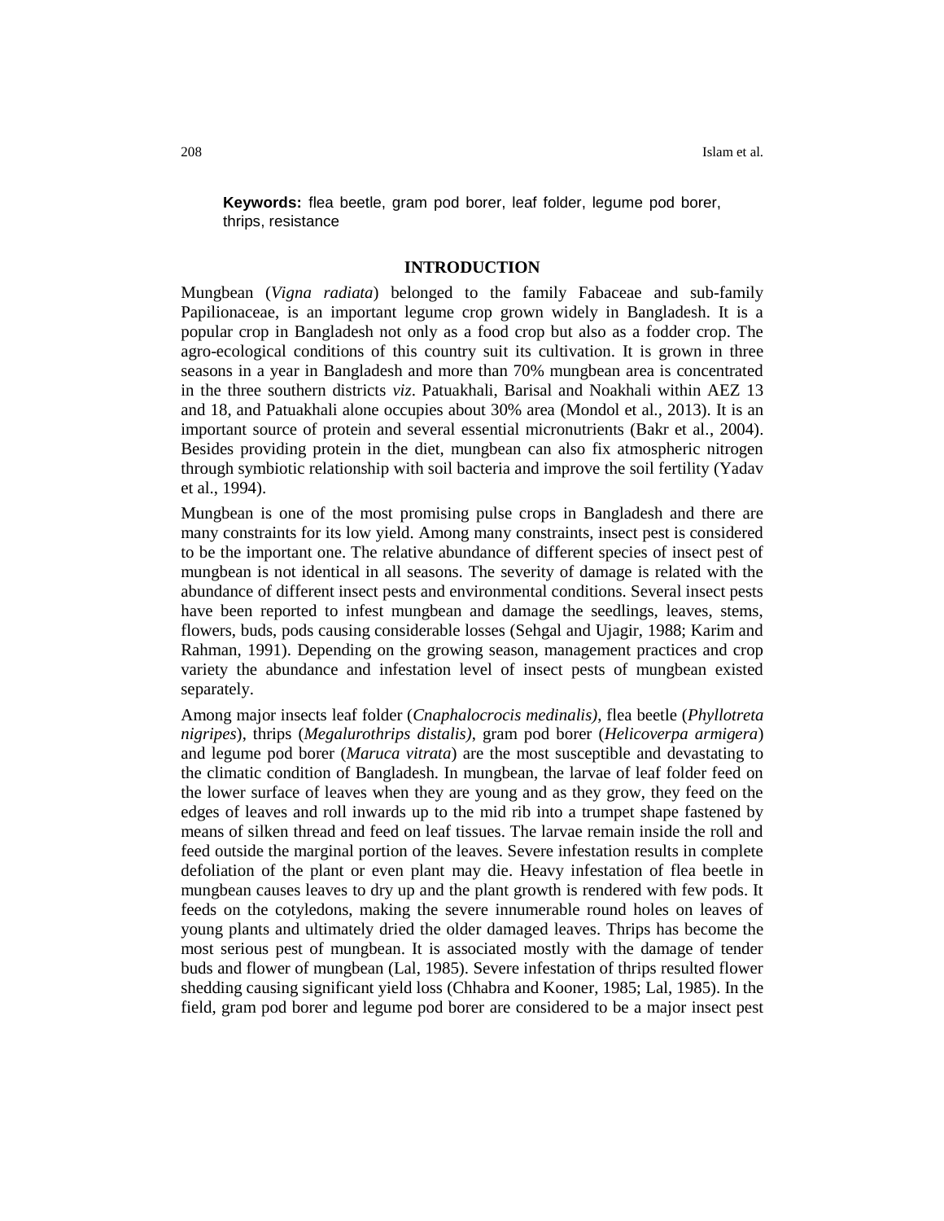**Keywords:** flea beetle, gram pod borer, leaf folder, legume pod borer, thrips, resistance

## INTRODUCTION

Mungbean (*Vigna radiata*) belonged to the family Fabaceae and sub-family Papilionaceae, is an important legume crop grown widely in Bangladesh. It is a popular crop in Bangladesh not only as a food crop but also as a fodder crop. The agro-ecological conditions of this country suit its cultivation. It is grown in three seasons in a year in Bangladesh and more than 70% mungbean area is concentrated in the three southern districts *viz*. Patuakhali, Barisal and Noakhali within AEZ 13 and 18, and Patuakhali alone occupies about 30% area (Mondol et al., 2013). It is an important source of protein and several essential micronutrients (Bakr et al., 2004). Besides providing protein in the diet, mungbean can also fix atmospheric nitrogen through symbiotic relationship with soil bacteria and improve the soil fertility (Yadav et al., 1994).

Mungbean is one of the most promising pulse crops in Bangladesh and there are many constraints for its low yield. Among many constraints, insect pest is considered to be the important one. The relative abundance of different species of insect pest of mungbean is not identical in all seasons. The severity of damage is related with the abundance of different insect pests and environmental conditions. Several insect pests have been reported to infest mungbean and damage the seedlings, leaves, stems, flowers, buds, pods causing considerable losses (Sehgal and Ujagir, 1988; Karim and Rahman, 1991). Depending on the growing season, management practices and crop variety the abundance and infestation level of insect pests of mungbean existed separately.

Among major insects leaf folder (*Cnaphalocrocis medinalis)*, flea beetle (*Phyllotreta nigripes*), thrips (*Megalurothrips distalis)*, gram pod borer (*Helicoverpa armigera*) and legume pod borer (*Maruca vitrata*) are the most susceptible and devastating to the climatic condition of Bangladesh. In mungbean, the larvae of leaf folder feed on the lower surface of leaves when they are young and as they grow, they feed on the edges of leaves and roll inwards up to the mid rib into a trumpet shape fastened by means of silken thread and feed on leaf tissues. The larvae remain inside the roll and feed outside the marginal portion of the leaves. Severe infestation results in complete defoliation of the plant or even plant may die. Heavy infestation of flea beetle in mungbean causes leaves to dry up and the plant growth is rendered with few pods. It feeds on the cotyledons, making the severe innumerable round holes on leaves of young plants and ultimately dried the older damaged leaves. Thrips has become the most serious pest of mungbean. It is associated mostly with the damage of tender buds and flower of mungbean (Lal, 1985). Severe infestation of thrips resulted flower shedding causing significant yield loss (Chhabra and Kooner, 1985; Lal, 1985). In the field, gram pod borer and legume pod borer are considered to be a major insect pest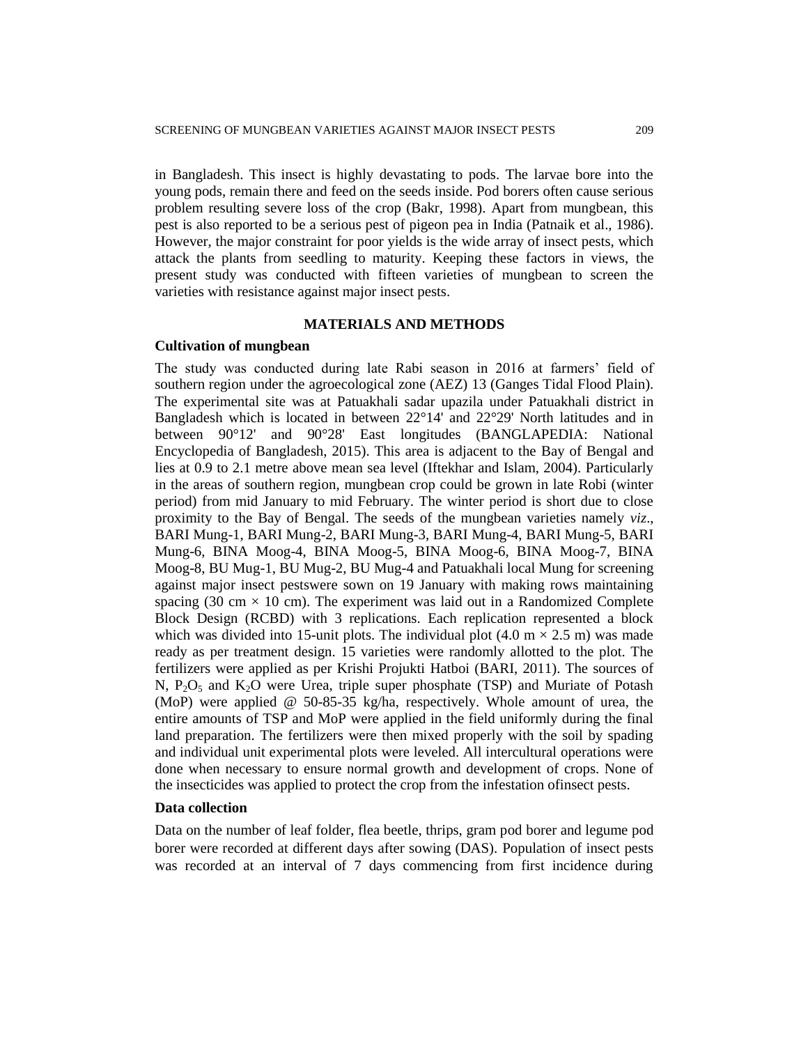in Bangladesh. This insect is highly devastating to pods. The larvae bore into the young pods, remain there and feed on the seeds inside. Pod borers often cause serious problem resulting severe loss of the crop (Bakr, 1998). Apart from mungbean, this pest is also reported to be a serious pest of pigeon pea in India (Patnaik et al., 1986). However, the major constraint for poor yields is the wide array of insect pests, which attack the plants from seedling to maturity. Keeping these factors in views, the present study was conducted with fifteen varieties of mungbean to screen the varieties with resistance against major insect pests.

## MATERIALS AND METHODS

### Cultivation of mungbean

The study was conducted during late Rabi season in 2016 at farmers' field of southern region under the agroecological zone (AEZ) 13 (Ganges Tidal Flood Plain). The experimental site was at Patuakhali sadar upazila under Patuakhali district in Bangladesh which is located in between 22°14' and 22°29' North latitudes and in between 90°12' and 90°28' East longitudes (BANGLAPEDIA: National Encyclopedia of Bangladesh, 2015). This area is adjacent to the Bay of Bengal and lies at 0.9 to 2.1 metre above mean sea level (Iftekhar and Islam, 2004). Particularly in the areas of southern region, mungbean crop could be grown in late Robi (winter period) from mid January to mid February. The winter period is short due to close proximity to the Bay of Bengal. The seeds of the mungbean varieties namely *viz*., BARI Mung-1, BARI Mung-2, BARI Mung-3, BARI Mung-4, BARI Mung-5, BARI Mung-6, BINA Moog-4, BINA Moog-5, BINA Moog-6, BINA Moog-7, BINA Moog-8, BU Mug-1, BU Mug-2, BU Mug-4 and Patuakhali local Mung for screening against major insect pestswere sown on 19 January with making rows maintaining spacing (30 cm × 10 cm). The experiment was laid out in a Randomized Complete Block Design (RCBD) with 3 replications. Each replication represented a block which was divided into 15-unit plots. The individual plot (4.0 m × 2.5 m) was made ready as per treatment design. 15 varieties were randomly allotted to the plot. The fertilizers were applied as per Krishi Projukti Hatboi (BARI, 2011). The sources of N, $P_2O_5$ and $K_2O$ were Urea, triple super phosphate (TSP) and Muriate of Potash (MoP) were applied @ 50-85-35 kg/ha, respectively. Whole amount of urea, the entire amounts of TSP and MoP were applied in the field uniformly during the final land preparation. The fertilizers were then mixed properly with the soil by spading and individual unit experimental plots were leveled. All intercultural operations were done when necessary to ensure normal growth and development of crops. None of the insecticides was applied to protect the crop from the infestation ofinsect pests.

### Data collection

Data on the number of leaf folder, flea beetle, thrips, gram pod borer and legume pod borer were recorded at different days after sowing (DAS). Population of insect pests was recorded at an interval of 7 days commencing from first incidence during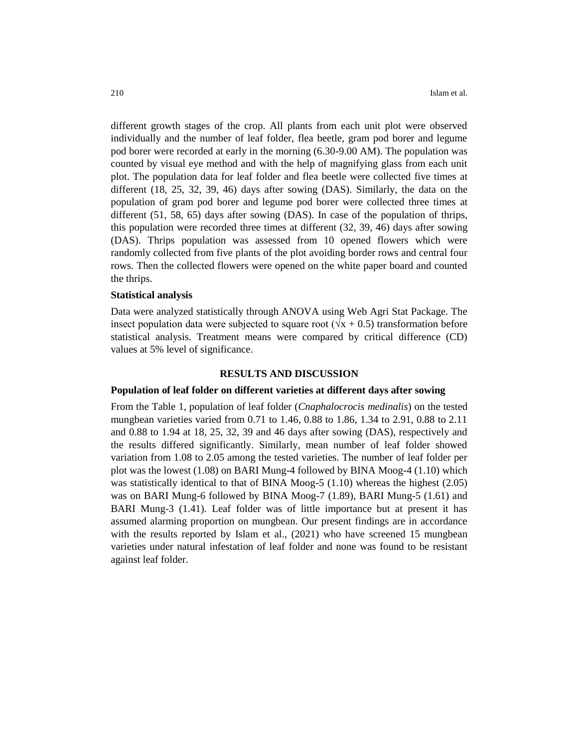different growth stages of the crop. All plants from each unit plot were observed individually and the number of leaf folder, flea beetle, gram pod borer and legume pod borer were recorded at early in the morning (6.30-9.00 AM). The population was counted by visual eye method and with the help of magnifying glass from each unit plot. The population data for leaf folder and flea beetle were collected five times at different (18, 25, 32, 39, 46) days after sowing (DAS). Similarly, the data on the population of gram pod borer and legume pod borer were collected three times at different (51, 58, 65) days after sowing (DAS). In case of the population of thrips, this population were recorded three times at different (32, 39, 46) days after sowing (DAS). Thrips population was assessed from 10 opened flowers which were randomly collected from five plants of the plot avoiding border rows and central four rows. Then the collected flowers were opened on the white paper board and counted the thrips.

### Statistical analysis

Data were analyzed statistically through ANOVA using Web Agri Stat Package. The insect population data were subjected to square root ($\sqrt{x} + 0.5$) transformation before statistical analysis. Treatment means were compared by critical difference (CD) values at 5% level of significance.

## RESULTS AND DISCUSSION

### Population of leaf folder on different varieties at different days after sowing

From the Table 1, population of leaf folder (*Cnaphalocrocis medinalis*) on the tested mungbean varieties varied from 0.71 to 1.46, 0.88 to 1.86, 1.34 to 2.91, 0.88 to 2.11 and 0.88 to 1.94 at 18, 25, 32, 39 and 46 days after sowing (DAS), respectively and the results differed significantly. Similarly, mean number of leaf folder showed variation from 1.08 to 2.05 among the tested varieties. The number of leaf folder per plot was the lowest (1.08) on BARI Mung-4 followed by BINA Moog-4 (1.10) which was statistically identical to that of BINA Moog-5 (1.10) whereas the highest (2.05) was on BARI Mung-6 followed by BINA Moog-7 (1.89), BARI Mung-5 (1.61) and BARI Mung-3 (1.41). Leaf folder was of little importance but at present it has assumed alarming proportion on mungbean. Our present findings are in accordance with the results reported by Islam et al., (2021) who have screened 15 mungbean varieties under natural infestation of leaf folder and none was found to be resistant against leaf folder.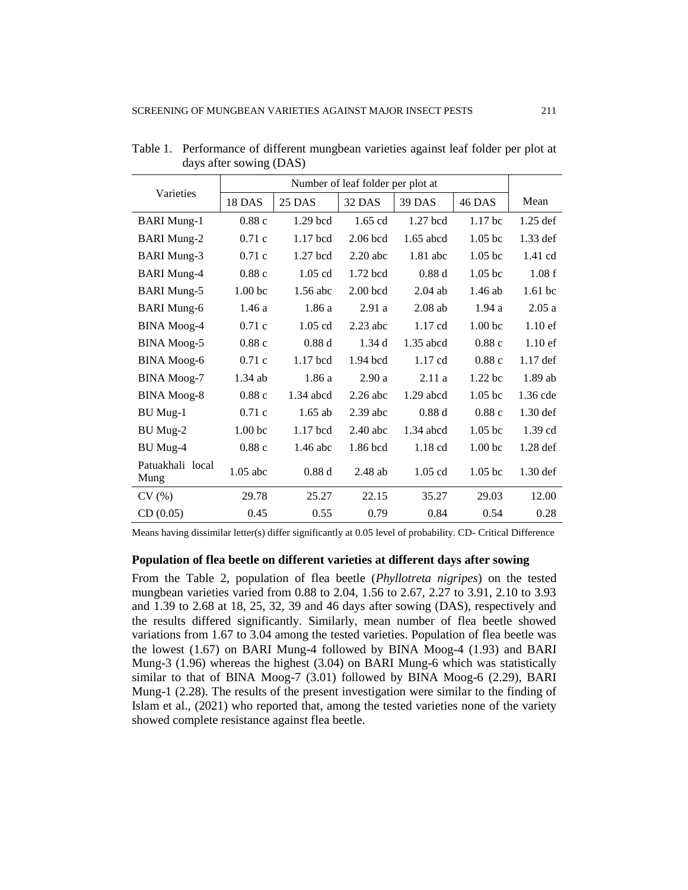Table 1. Performance of different mungbean varieties against leaf folder per plot at days after sowing (DAS)

| Varieties | Number of leaf folder per plot at | | | | | Mean |
|---|---|---|---|---|---|---|
| | 18 DAS | 25 DAS | 32 DAS | 39 DAS | 46 DAS | |
| BARI Mung-1 | 0.88 c | 1.29 bcd | 1.65 cd | 1.27 bcd | 1.17 bc | 1.25 def |
| BARI Mung-2 | 0.71 c | 1.17 bcd | 2.06 bcd | 1.65 abcd | 1.05 bc | 1.33 def |
| BARI Mung-3 | 0.71 c | 1.27 bcd | 2.20 abc | 1.81 abc | 1.05 bc | 1.41 cd |
| BARI Mung-4 | 0.88 c | 1.05 cd | 1.72 bcd | 0.88 d | 1.05 bc | 1.08 f |
| BARI Mung-5 | 1.00 bc | 1.56 abc | 2.00 bcd | 2.04 ab | 1.46 ab | 1.61 bc |
| BARI Mung-6 | 1.46 a | 1.86 a | 2.91 a | 2.08 ab | 1.94 a | 2.05 a |
| BINA Moog-4 | 0.71 c | 1.05 cd | 2.23 abc | 1.17 cd | 1.00 bc | 1.10 ef |
| BINA Moog-5 | 0.88 c | 0.88 d | 1.34 d | 1.35 abcd | 0.88 c | 1.10 ef |
| BINA Moog-6 | 0.71 c | 1.17 bcd | 1.94 bcd | 1.17 cd | 0.88 c | 1.17 def |
| BINA Moog-7 | 1.34 ab | 1.86 a | 2.90 a | 2.11 a | 1.22 bc | 1.89 ab |
| BINA Moog-8 | 0.88 c | 1.34 abcd | 2.26 abc | 1.29 abcd | 1.05 bc | 1.36 cde |
| BU Mug-1 | 0.71 c | 1.65 ab | 2.39 abc | 0.88 d | 0.88 c | 1.30 def |
| BU Mug-2 | 1.00 bc | 1.17 bcd | 2.40 abc | 1.34 abcd | 1.05 bc | 1.39 cd |
| BU Mug-4 | 0.88 c | 1.46 abc | 1.86 bcd | 1.18 cd | 1.00 bc | 1.28 def |
| Patuakhali local Mung | 1.05 abc | 0.88 d | 2.48 ab | 1.05 cd | 1.05 bc | 1.30 def |
| CV (%) | 29.78 | 25.27 | 22.15 | 35.27 | 29.03 | 12.00 |
| CD (0.05) | 0.45 | 0.55 | 0.79 | 0.84 | 0.54 | 0.28 |

Means having dissimilar letter(s) differ significantly at 0.05 level of probability. CD- Critical Difference

### Population of flea beetle on different varieties at different days after sowing

From the Table 2, population of flea beetle (*Phyllotreta nigripes*) on the tested mungbean varieties varied from 0.88 to 2.04, 1.56 to 2.67, 2.27 to 3.91, 2.10 to 3.93 and 1.39 to 2.68 at 18, 25, 32, 39 and 46 days after sowing (DAS), respectively and the results differed significantly. Similarly, mean number of flea beetle showed variations from 1.67 to 3.04 among the tested varieties. Population of flea beetle was the lowest (1.67) on BARI Mung-4 followed by BINA Moog-4 (1.93) and BARI Mung-3 (1.96) whereas the highest (3.04) on BARI Mung-6 which was statistically similar to that of BINA Moog-7 (3.01) followed by BINA Moog-6 (2.29), BARI Mung-1 (2.28). The results of the present investigation were similar to the finding of Islam et al., (2021) who reported that, among the tested varieties none of the variety showed complete resistance against flea beetle.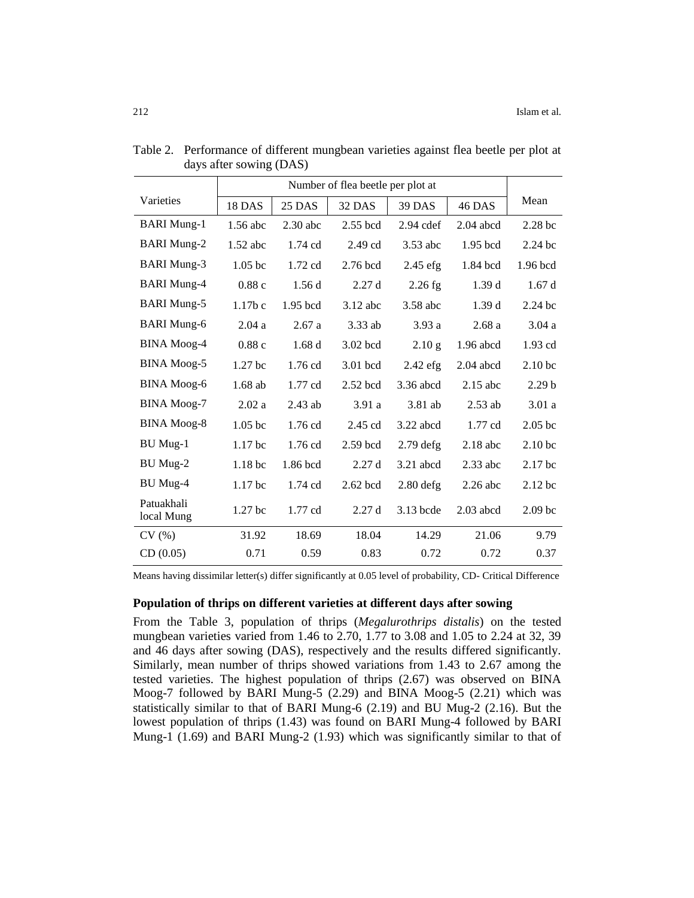Table 2. Performance of different mungbean varieties against flea beetle per plot at days after sowing (DAS)

| Varieties | Number of flea beetle per plot at | | | | | Mean |
|---|---|---|---|---|---|---|
| | 18 DAS | 25 DAS | 32 DAS | 39 DAS | 46 DAS | |
| BARI Mung-1 | 1.56 abc | 2.30 abc | 2.55 bcd | 2.94 cdef | 2.04 abcd | 2.28 bc |
| BARI Mung-2 | 1.52 abc | 1.74 cd | 2.49 cd | 3.53 abc | 1.95 bcd | 2.24 bc |
| BARI Mung-3 | 1.05 bc | 1.72 cd | 2.76 bcd | 2.45 efg | 1.84 bcd | 1.96 bcd |
| BARI Mung-4 | 0.88 c | 1.56 d | 2.27 d | 2.26 fg | 1.39 d | 1.67 d |
| BARI Mung-5 | 1.17b c | 1.95 bcd | 3.12 abc | 3.58 abc | 1.39 d | 2.24 bc |
| BARI Mung-6 | 2.04 a | 2.67 a | 3.33 ab | 3.93 a | 2.68 a | 3.04 a |
| BINA Moog-4 | 0.88 c | 1.68 d | 3.02 bcd | 2.10 g | 1.96 abcd | 1.93 cd |
| BINA Moog-5 | 1.27 bc | 1.76 cd | 3.01 bcd | 2.42 efg | 2.04 abcd | 2.10 bc |
| BINA Moog-6 | 1.68 ab | 1.77 cd | 2.52 bcd | 3.36 abcd | 2.15 abc | 2.29 b |
| BINA Moog-7 | 2.02 a | 2.43 ab | 3.91 a | 3.81 ab | 2.53 ab | 3.01 a |
| BINA Moog-8 | 1.05 bc | 1.76 cd | 2.45 cd | 3.22 abcd | 1.77 cd | 2.05 bc |
| BU Mug-1 | 1.17 bc | 1.76 cd | 2.59 bcd | 2.79 defg | 2.18 abc | 2.10 bc |
| BU Mug-2 | 1.18 bc | 1.86 bcd | 2.27 d | 3.21 abcd | 2.33 abc | 2.17 bc |
| BU Mug-4 | 1.17 bc | 1.74 cd | 2.62 bcd | 2.80 defg | 2.26 abc | 2.12 bc |
| Patuakhali local Mung | 1.27 bc | 1.77 cd | 2.27 d | 3.13 bcde | 2.03 abcd | 2.09 bc |
| CV (%) | 31.92 | 18.69 | 18.04 | 14.29 | 21.06 | 9.79 |
| CD (0.05) | 0.71 | 0.59 | 0.83 | 0.72 | 0.72 | 0.37 |

Means having dissimilar letter(s) differ significantly at 0.05 level of probability, CD- Critical Difference

**Population of thrips on different varieties at different days after sowing**

From the Table 3, population of thrips (*Megalurothrips distalis*) on the tested mungbean varieties varied from 1.46 to 2.70, 1.77 to 3.08 and 1.05 to 2.24 at 32, 39 and 46 days after sowing (DAS), respectively and the results differed significantly. Similarly, mean number of thrips showed variations from 1.43 to 2.67 among the tested varieties. The highest population of thrips (2.67) was observed on BINA Moog-7 followed by BARI Mung-5 (2.29) and BINA Moog-5 (2.21) which was statistically similar to that of BARI Mung-6 (2.19) and BU Mug-2 (2.16). But the lowest population of thrips (1.43) was found on BARI Mung-4 followed by BARI Mung-1 (1.69) and BARI Mung-2 (1.93) which was significantly similar to that of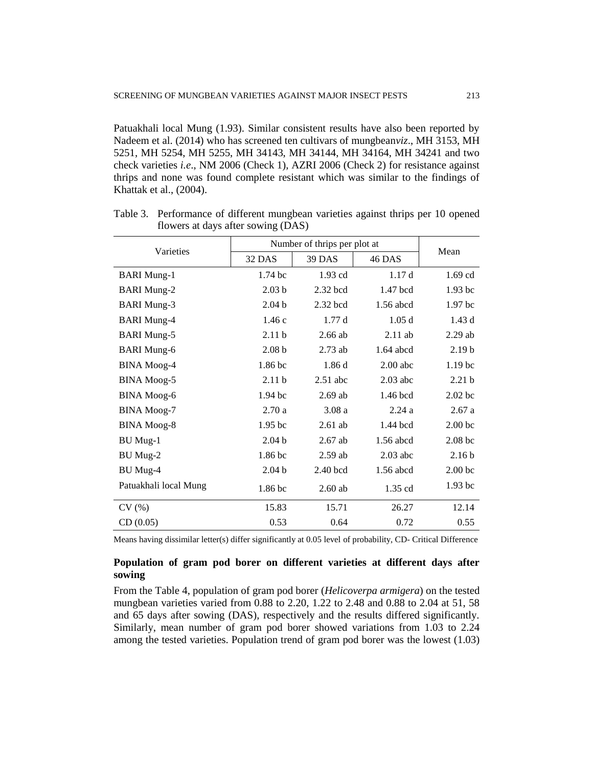Patuakhali local Mung (1.93). Similar consistent results have also been reported by Nadeem et al. (2014) who has screened ten cultivars of mungbean*viz*., MH 3153, MH 5251, MH 5254, MH 5255, MH 34143, MH 34144, MH 34164, MH 34241 and two check varieties *i.e*., NM 2006 (Check 1), AZRI 2006 (Check 2) for resistance against thrips and none was found complete resistant which was similar to the findings of Khattak et al., (2004).

Table 3. Performance of different mungbean varieties against thrips per 10 opened flowers at days after sowing (DAS)

| Varieties | Number of thrips per plot at | | | Mean |
|---|---|---|---|---|
| | 32 DAS | 39 DAS | 46 DAS | |
| BARI Mung-1 | 1.74 bc | 1.93 cd | 1.17 d | 1.69 cd |
| BARI Mung-2 | 2.03 b | 2.32 bcd | 1.47 bcd | 1.93 bc |
| BARI Mung-3 | 2.04 b | 2.32 bcd | 1.56 abcd | 1.97 bc |
| BARI Mung-4 | 1.46 c | 1.77 d | 1.05 d | 1.43 d |
| BARI Mung-5 | 2.11 b | 2.66 ab | 2.11 ab | 2.29 ab |
| BARI Mung-6 | 2.08 b | 2.73 ab | 1.64 abcd | 2.19 b |
| BINA Moog-4 | 1.86 bc | 1.86 d | 2.00 abc | 1.19 bc |
| BINA Moog-5 | 2.11 b | 2.51 abc | 2.03 abc | 2.21 b |
| BINA Moog-6 | 1.94 bc | 2.69 ab | 1.46 bcd | 2.02 bc |
| BINA Moog-7 | 2.70 a | 3.08 a | 2.24 a | 2.67 a |
| BINA Moog-8 | 1.95 bc | 2.61 ab | 1.44 bcd | 2.00 bc |
| BU Mug-1 | 2.04 b | 2.67 ab | 1.56 abcd | 2.08 bc |
| BU Mug-2 | 1.86 bc | 2.59 ab | 2.03 abc | 2.16 b |
| BU Mug-4 | 2.04 b | 2.40 bcd | 1.56 abcd | 2.00 bc |
| Patuakhali local Mung | 1.86 bc | 2.60 ab | 1.35 cd | 1.93 bc |
| CV (%) | 15.83 | 15.71 | 26.27 | 12.14 |
| CD (0.05) | 0.53 | 0.64 | 0.72 | 0.55 |

Means having dissimilar letter(s) differ significantly at 0.05 level of probability, CD- Critical Difference

### Population of gram pod borer on different varieties at different days after sowing

From the Table 4, population of gram pod borer (*Helicoverpa armigera*) on the tested mungbean varieties varied from 0.88 to 2.20, 1.22 to 2.48 and 0.88 to 2.04 at 51, 58 and 65 days after sowing (DAS), respectively and the results differed significantly. Similarly, mean number of gram pod borer showed variations from 1.03 to 2.24 among the tested varieties. Population trend of gram pod borer was the lowest (1.03)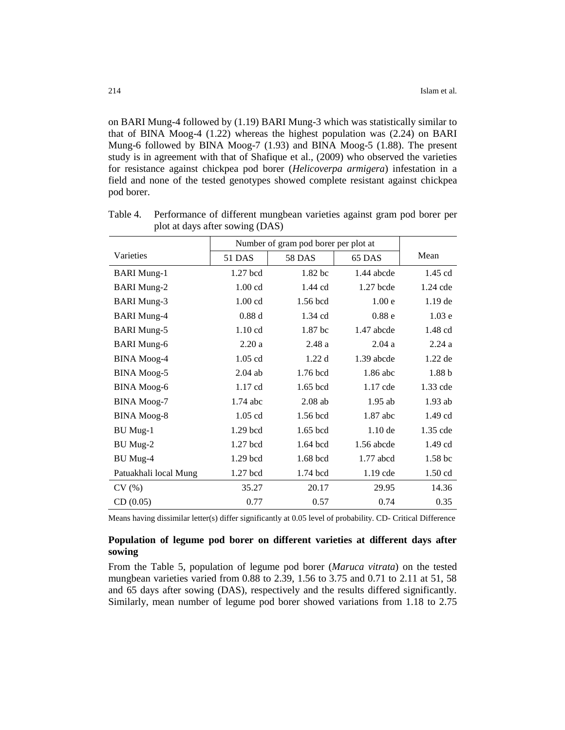on BARI Mung-4 followed by (1.19) BARI Mung-3 which was statistically similar to that of BINA Moog-4 (1.22) whereas the highest population was (2.24) on BARI Mung-6 followed by BINA Moog-7 (1.93) and BINA Moog-5 (1.88). The present study is in agreement with that of Shafique et al., (2009) who observed the varieties for resistance against chickpea pod borer (*Helicoverpa armigera*) infestation in a field and none of the tested genotypes showed complete resistant against chickpea pod borer.

Table 4. Performance of different mungbean varieties against gram pod borer per plot at days after sowing (DAS)

| Varieties | Number of gram pod borer per plot at | | | Mean |
|---|---|---|---|---|
| | 51 DAS | 58 DAS | 65 DAS | |
| BARI Mung-1 | 1.27 bcd | 1.82 bc | 1.44 abcde | 1.45 cd |
| BARI Mung-2 | 1.00 cd | 1.44 cd | 1.27 bcde | 1.24 cde |
| BARI Mung-3 | 1.00 cd | 1.56 bcd | 1.00 e | 1.19 de |
| BARI Mung-4 | 0.88 d | 1.34 cd | 0.88 e | 1.03 e |
| BARI Mung-5 | 1.10 cd | 1.87 bc | 1.47 abcde | 1.48 cd |
| BARI Mung-6 | 2.20 a | 2.48 a | 2.04 a | 2.24 a |
| BINA Moog-4 | 1.05 cd | 1.22 d | 1.39 abcde | 1.22 de |
| BINA Moog-5 | 2.04 ab | 1.76 bcd | 1.86 abc | 1.88 b |
| BINA Moog-6 | 1.17 cd | 1.65 bcd | 1.17 cde | 1.33 cde |
| BINA Moog-7 | 1.74 abc | 2.08 ab | 1.95 ab | 1.93 ab |
| BINA Moog-8 | 1.05 cd | 1.56 bcd | 1.87 abc | 1.49 cd |
| BU Mug-1 | 1.29 bcd | 1.65 bcd | 1.10 de | 1.35 cde |
| BU Mug-2 | 1.27 bcd | 1.64 bcd | 1.56 abcde | 1.49 cd |
| BU Mug-4 | 1.29 bcd | 1.68 bcd | 1.77 abcd | 1.58 bc |
| Patuakhali local Mung | 1.27 bcd | 1.74 bcd | 1.19 cde | 1.50 cd |
| CV (%) | 35.27 | 20.17 | 29.95 | 14.36 |
| CD (0.05) | 0.77 | 0.57 | 0.74 | 0.35 |

Means having dissimilar letter(s) differ significantly at 0.05 level of probability. CD- Critical Difference

### Population of legume pod borer on different varieties at different days after sowing

From the Table 5, population of legume pod borer (*Maruca vitrata*) on the tested mungbean varieties varied from 0.88 to 2.39, 1.56 to 3.75 and 0.71 to 2.11 at 51, 58 and 65 days after sowing (DAS), respectively and the results differed significantly. Similarly, mean number of legume pod borer showed variations from 1.18 to 2.75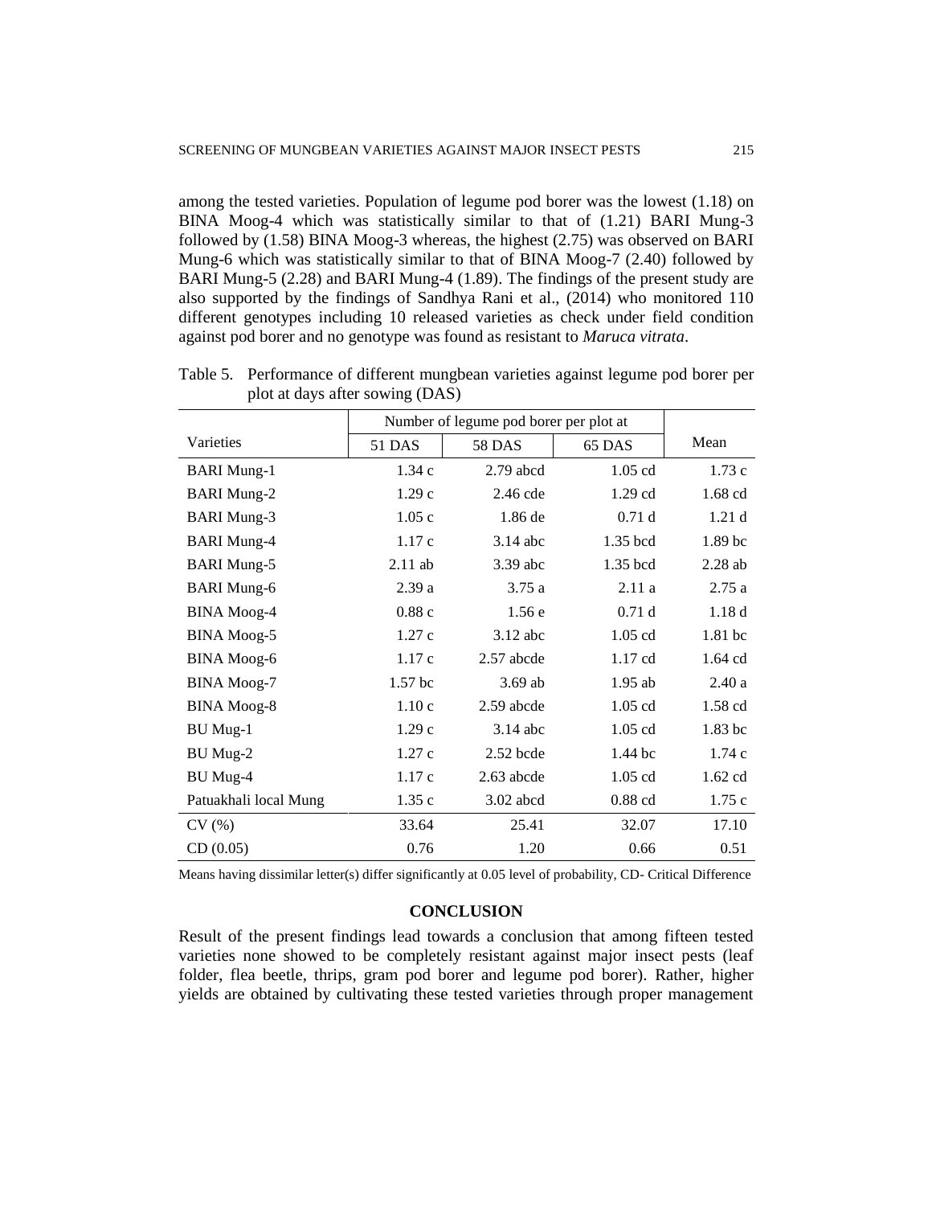among the tested varieties. Population of legume pod borer was the lowest (1.18) on BINA Moog-4 which was statistically similar to that of (1.21) BARI Mung-3 followed by (1.58) BINA Moog-3 whereas, the highest (2.75) was observed on BARI Mung-6 which was statistically similar to that of BINA Moog-7 (2.40) followed by BARI Mung-5 (2.28) and BARI Mung-4 (1.89). The findings of the present study are also supported by the findings of Sandhya Rani et al., (2014) who monitored 110 different genotypes including 10 released varieties as check under field condition against pod borer and no genotype was found as resistant to *Maruca vitrata*.

Table 5. Performance of different mungbean varieties against legume pod borer per plot at days after sowing (DAS)

| Varieties | Number of legume pod borer per plot at | | | Mean |
|---|---|---|---|---|
| | 51 DAS | 58 DAS | 65 DAS | |
| BARI Mung-1 | 1.34 c | 2.79 abcd | 1.05 cd | 1.73 c |
| BARI Mung-2 | 1.29 c | 2.46 cde | 1.29 cd | 1.68 cd |
| BARI Mung-3 | 1.05 c | 1.86 de | 0.71 d | 1.21 d |
| BARI Mung-4 | 1.17 c | 3.14 abc | 1.35 bcd | 1.89 bc |
| BARI Mung-5 | 2.11 ab | 3.39 abc | 1.35 bcd | 2.28 ab |
| BARI Mung-6 | 2.39 a | 3.75 a | 2.11 a | 2.75 a |
| BINA Moog-4 | 0.88 c | 1.56 e | 0.71 d | 1.18 d |
| BINA Moog-5 | 1.27 c | 3.12 abc | 1.05 cd | 1.81 bc |
| BINA Moog-6 | 1.17 c | 2.57 abcde | 1.17 cd | 1.64 cd |
| BINA Moog-7 | 1.57 bc | 3.69 ab | 1.95 ab | 2.40 a |
| BINA Moog-8 | 1.10 c | 2.59 abcde | 1.05 cd | 1.58 cd |
| BU Mug-1 | 1.29 c | 3.14 abc | 1.05 cd | 1.83 bc |
| BU Mug-2 | 1.27 c | 2.52 bcde | 1.44 bc | 1.74 c |
| BU Mug-4 | 1.17 c | 2.63 abcde | 1.05 cd | 1.62 cd |
| Patuakhali local Mung | 1.35 c | 3.02 abcd | 0.88 cd | 1.75 c |
| CV (%) | 33.64 | 25.41 | 32.07 | 17.10 |
| CD (0.05) | 0.76 | 1.20 | 0.66 | 0.51 |

Means having dissimilar letter(s) differ significantly at 0.05 level of probability, CD- Critical Difference

## CONCLUSION

Result of the present findings lead towards a conclusion that among fifteen tested varieties none showed to be completely resistant against major insect pests (leaf folder, flea beetle, thrips, gram pod borer and legume pod borer). Rather, higher yields are obtained by cultivating these tested varieties through proper management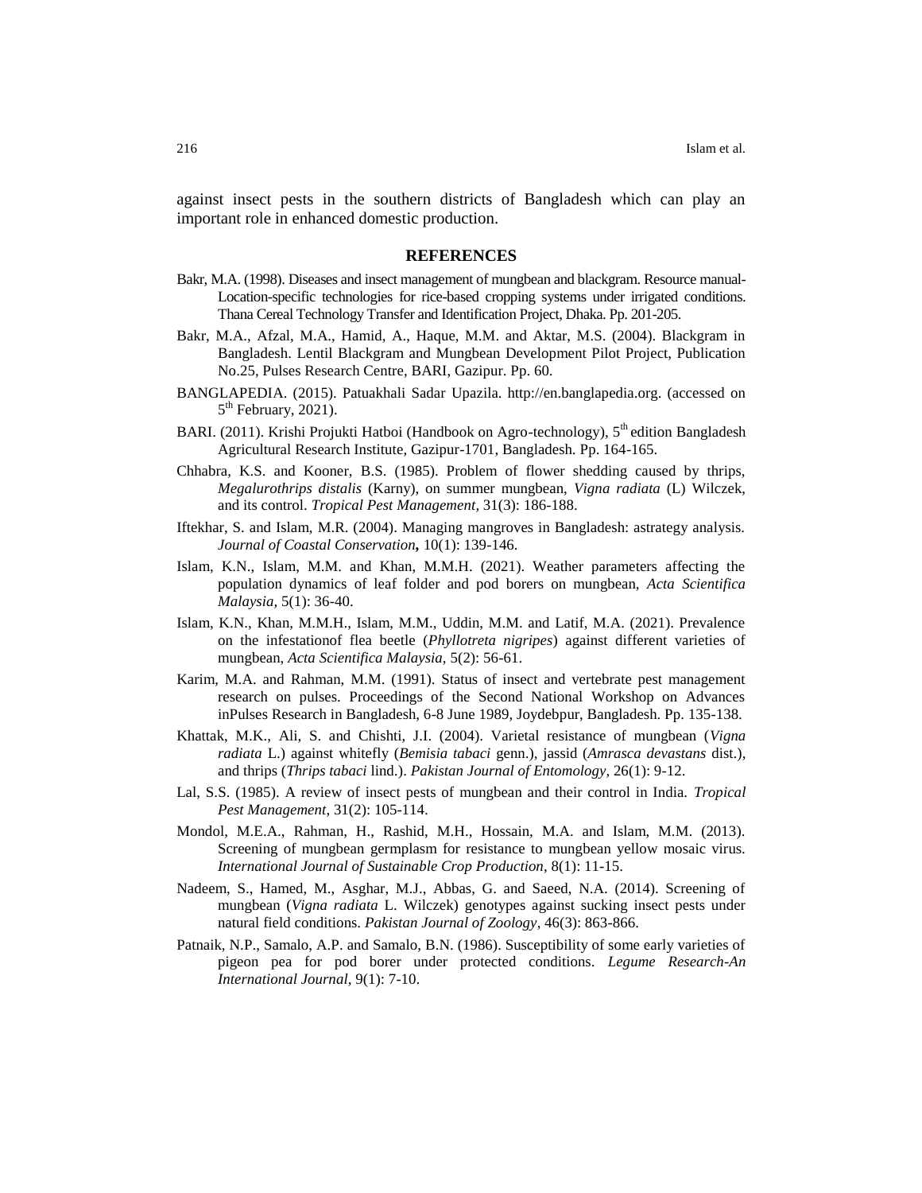against insect pests in the southern districts of Bangladesh which can play an important role in enhanced domestic production.

## REFERENCES

Bakr, M.A. (1998). Diseases and insect management of mungbean and blackgram. Resource manual-Location-specific technologies for rice-based cropping systems under irrigated conditions. Thana Cereal Technology Transfer and Identification Project, Dhaka. Pp. 201-205.

Bakr, M.A., Afzal, M.A., Hamid, A., Haque, M.M. and Aktar, M.S. (2004). Blackgram in Bangladesh. Lentil Blackgram and Mungbean Development Pilot Project, Publication No.25, Pulses Research Centre, BARI, Gazipur. Pp. 60.

BANGLAPEDIA. (2015). Patuakhali Sadar Upazila. http://en.banglapedia.org. (accessed on 5th February, 2021).

BARI. (2011). Krishi Projukti Hatboi (Handbook on Agro-technology), 5th edition Bangladesh Agricultural Research Institute, Gazipur-1701, Bangladesh. Pp. 164-165.

Chhabra, K.S. and Kooner, B.S. (1985). Problem of flower shedding caused by thrips, *Megalurothrips distalis* (Karny), on summer mungbean, *Vigna radiata* (L) Wilczek, and its control. *Tropical Pest Management*, 31(3): 186-188.

Iftekhar, S. and Islam, M.R. (2004). Managing mangroves in Bangladesh: astrategy analysis. *Journal of Coastal Conservation*, 10(1): 139-146.

Islam, K.N., Islam, M.M. and Khan, M.M.H. (2021). Weather parameters affecting the population dynamics of leaf folder and pod borers on mungbean, *Acta Scientifica Malaysia*, 5(1): 36-40.

Islam, K.N., Khan, M.M.H., Islam, M.M., Uddin, M.M. and Latif, M.A. (2021). Prevalence on the infestationof flea beetle (*Phyllotreta nigripes*) against different varieties of mungbean, *Acta Scientifica Malaysia*, 5(2): 56-61.

Karim, M.A. and Rahman, M.M. (1991). Status of insect and vertebrate pest management research on pulses. Proceedings of the Second National Workshop on Advances inPulses Research in Bangladesh, 6-8 June 1989, Joydebpur, Bangladesh. Pp. 135-138.

Khattak, M.K., Ali, S. and Chishti, J.I. (2004). Varietal resistance of mungbean (*Vigna radiata* L.) against whitefly (*Bemisia tabaci* genn.), jassid (*Amrasca devastans* dist.), and thrips (*Thrips tabaci* lind.). *Pakistan Journal of Entomology*, 26(1): 9-12.

Lal, S.S. (1985). A review of insect pests of mungbean and their control in India. *Tropical Pest Management*, 31(2): 105-114.

Mondol, M.E.A., Rahman, H., Rashid, M.H., Hossain, M.A. and Islam, M.M. (2013). Screening of mungbean germplasm for resistance to mungbean yellow mosaic virus. *International Journal of Sustainable Crop Production*, 8(1): 11-15.

Nadeem, S., Hamed, M., Asghar, M.J., Abbas, G. and Saeed, N.A. (2014). Screening of mungbean (*Vigna radiata* L. Wilczek) genotypes against sucking insect pests under natural field conditions. *Pakistan Journal of Zoology*, 46(3): 863-866.

Patnaik, N.P., Samalo, A.P. and Samalo, B.N. (1986). Susceptibility of some early varieties of pigeon pea for pod borer under protected conditions. *Legume Research-An International Journal*, 9(1): 7-10.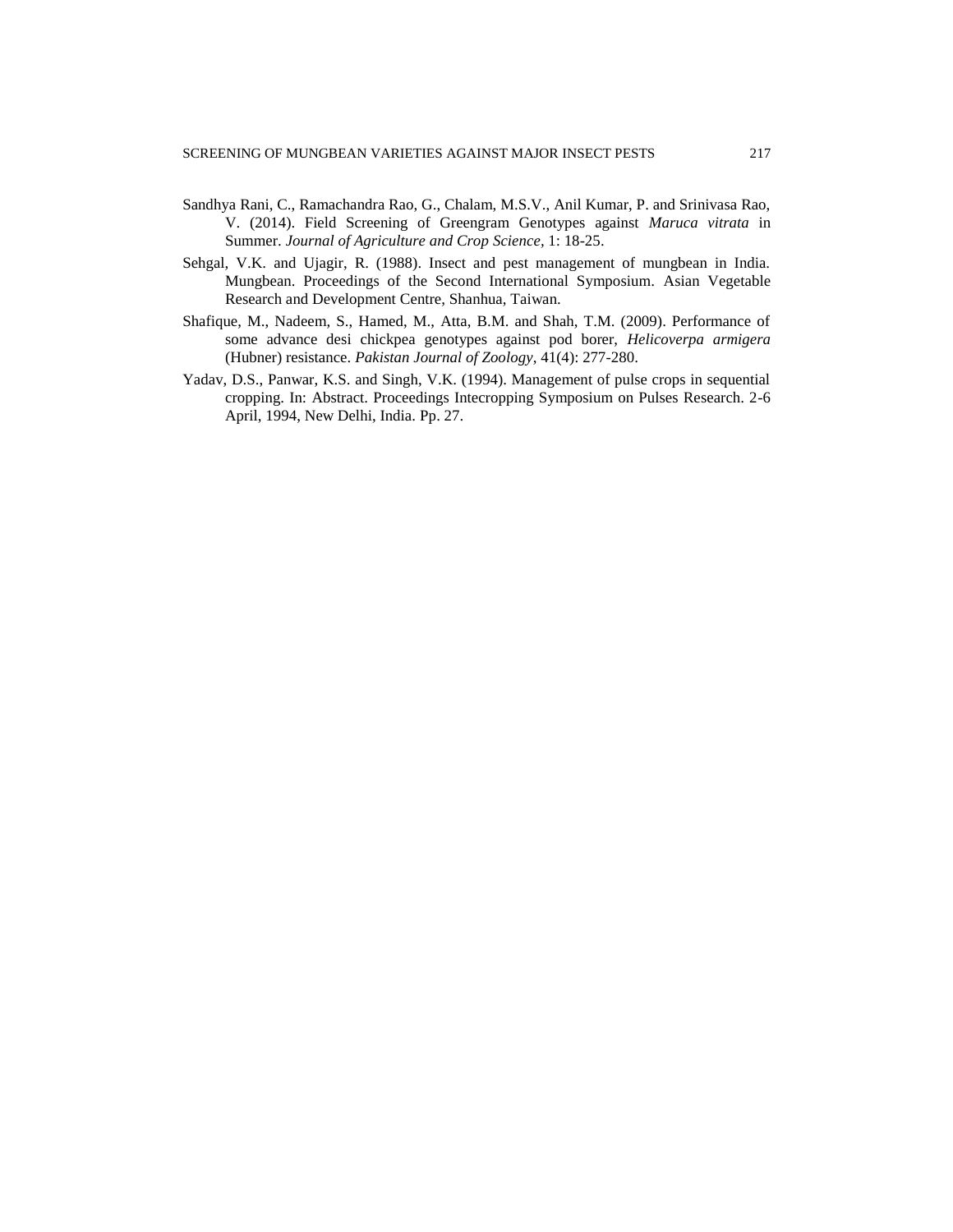Sandhya Rani, C., Ramachandra Rao, G., Chalam, M.S.V., Anil Kumar, P. and Srinivasa Rao, V. (2014). Field Screening of Greengram Genotypes against *Maruca vitrata* in Summer. *Journal of Agriculture and Crop Science*, 1: 18-25.

Sehgal, V.K. and Ujagir, R. (1988). Insect and pest management of mungbean in India. Mungbean. Proceedings of the Second International Symposium. Asian Vegetable Research and Development Centre, Shanhua, Taiwan.

Shafique, M., Nadeem, S., Hamed, M., Atta, B.M. and Shah, T.M. (2009). Performance of some advance desi chickpea genotypes against pod borer, *Helicoverpa armigera* (Hubner) resistance. *Pakistan Journal of Zoology*, 41(4): 277-280.

Yadav, D.S., Panwar, K.S. and Singh, V.K. (1994). Management of pulse crops in sequential cropping. In: Abstract. Proceedings Intecropping Symposium on Pulses Research. 2-6 April, 1994, New Delhi, India. Pp. 27.